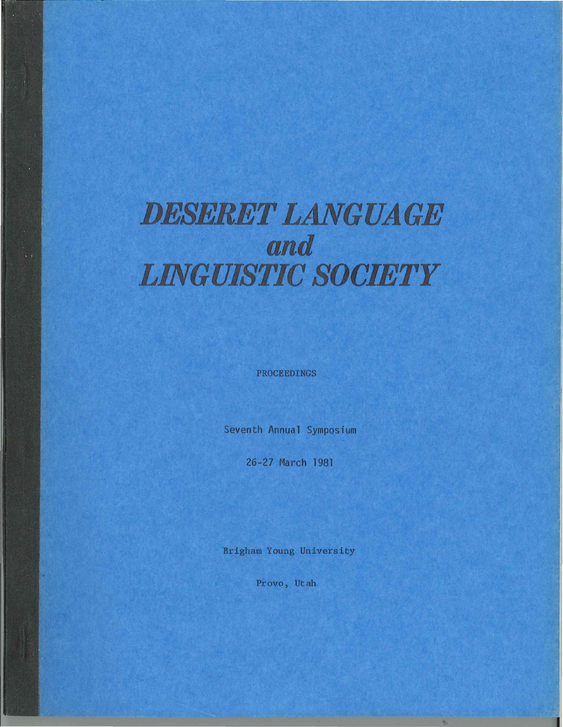# *DESERET LANGUAGE and LINGUISTIC SOCIETY*

PROCEEDINGS

Seventh Annual Symposium

26-27 March 1981

Brigham Young University

Provo, Utah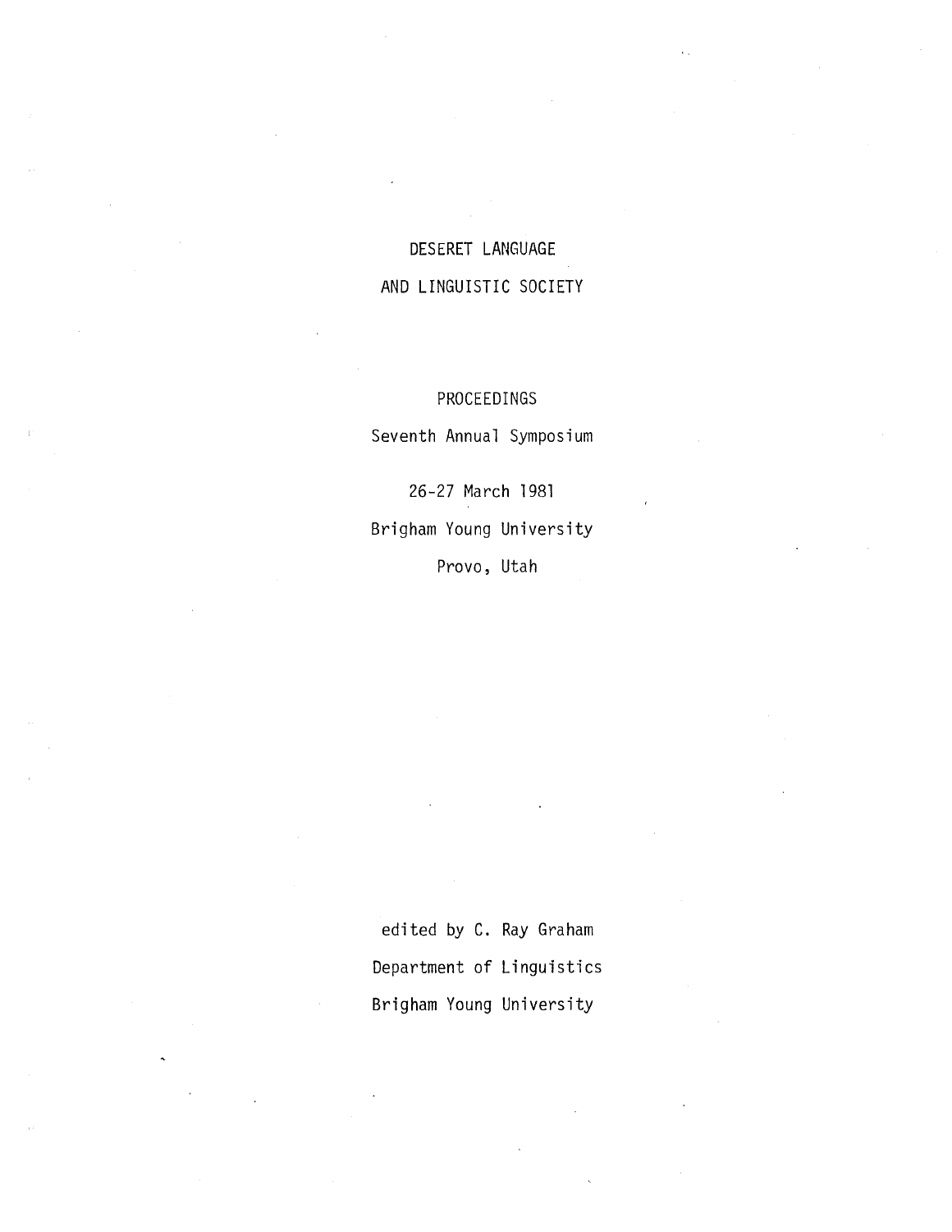# DESERET LANGUAGE AND LINGUISTIC SOCIETY

## PROCEEDINGS

Seventh Annual Symposium

26-27 March 1981

Brigham Young University

Provo, Utah

edited by C. Ray Graham

Department of Linguistics

Brigham Young University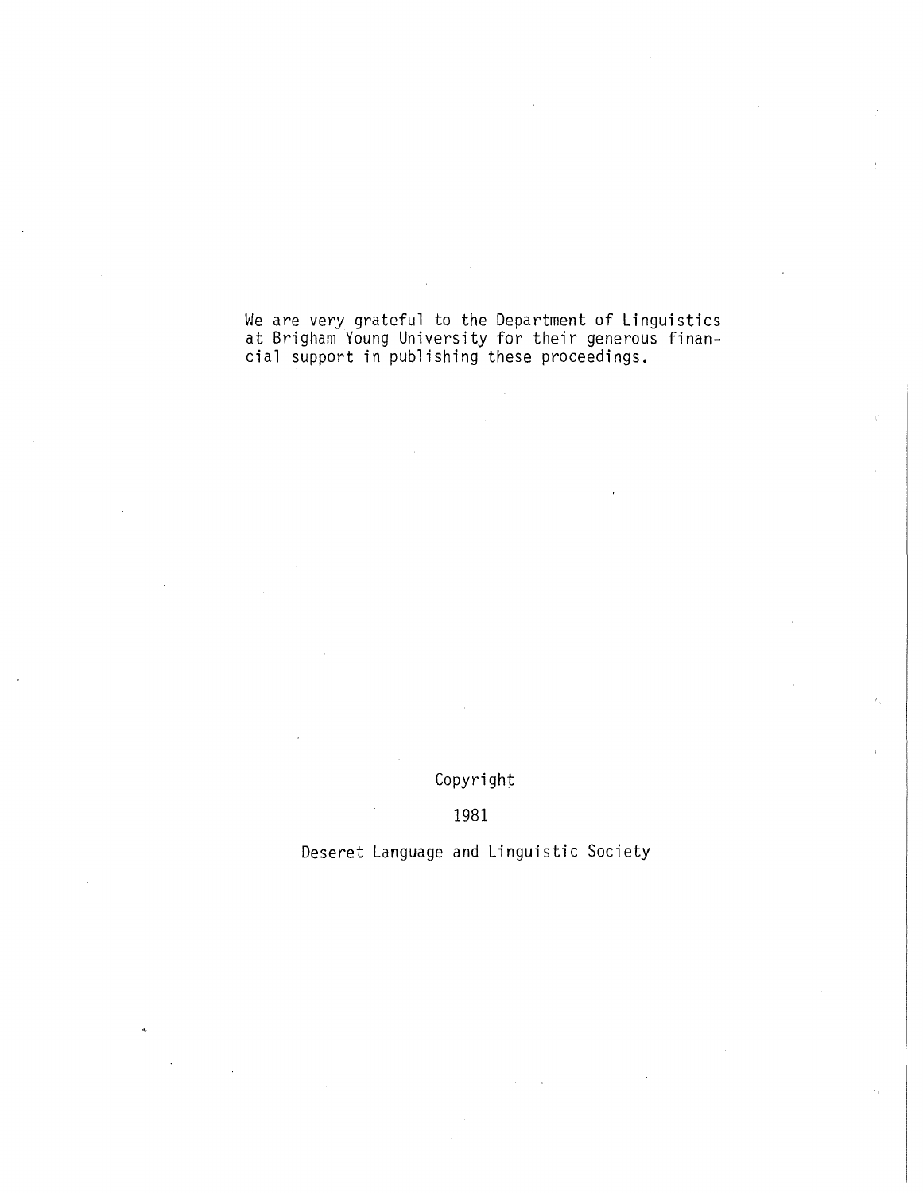We are very grateful to the Department of Linguistics at Brigham Young University for their generous financial support in publishing these proceedings.

Copyright

1981

Deseret Language and Linguistic Society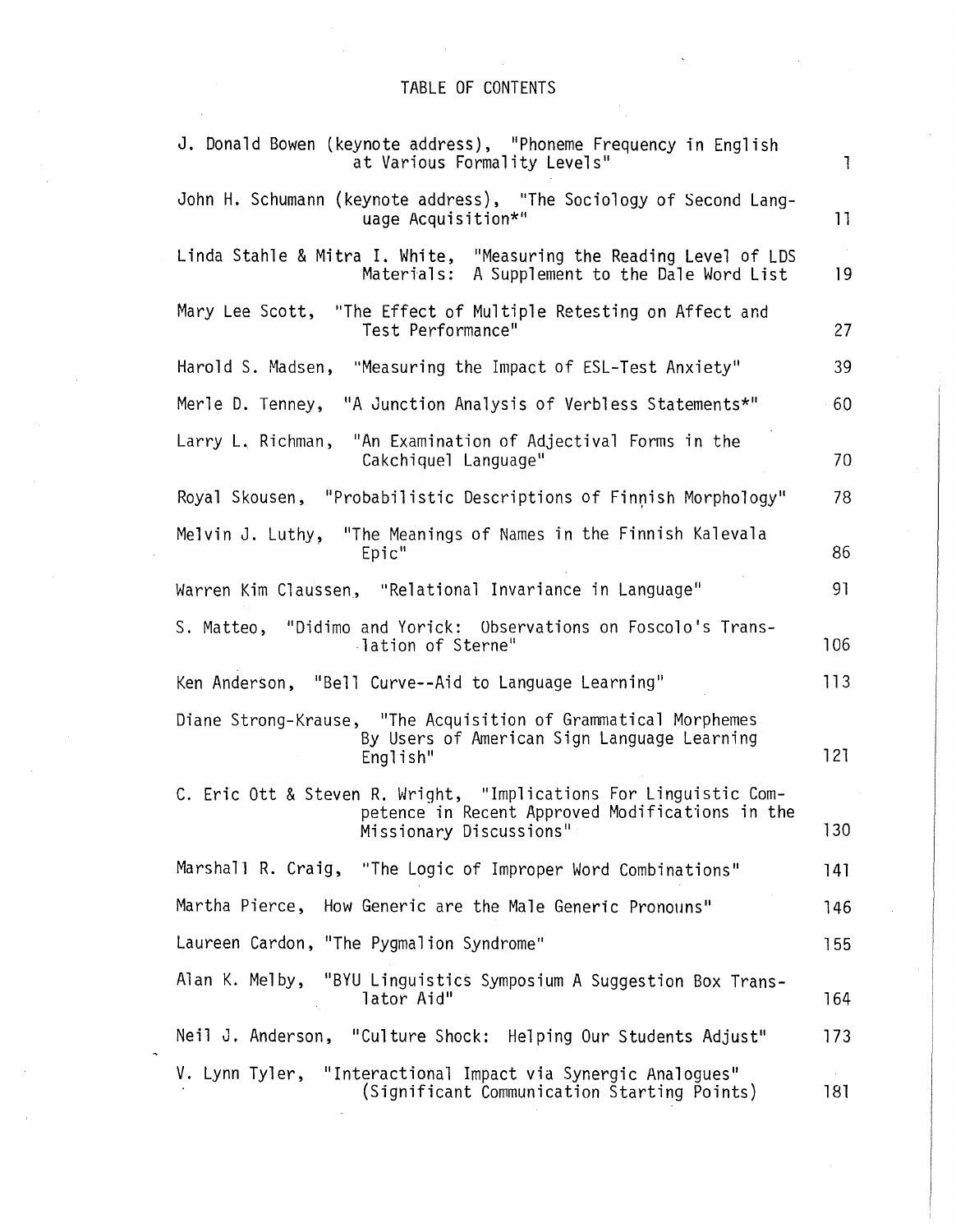# TABLE OF CONTENTS

| | |
|---|---|
| J. Donald Bowen (keynote address), "Phoneme Frequency in English at Various Formality Levels" | 1 |
| John H. Schumann (keynote address), "The Sociology of Second Language Acquisition*" | 11 |
| Linda Stahle & Mitra I. White, "Measuring the Reading Level of LDS Materials: A Supplement to the Dale Word List | 19 |
| Mary Lee Scott, "The Effect of Multiple Retesting on Affect and Test Performance" | 27 |
| Harold S. Madsen, "Measuring the Impact of ESL-Test Anxiety" | 39 |
| Merle D. Tenney, "A Junction Analysis of Verbless Statements*" | 60 |
| Larry L. Richman, "An Examination of Adjectival Forms in the Cakchiquel Language" | 70 |
| Royal Skousen, "Probabilistic Descriptions of Finnish Morphology" | 78 |
| Melvin J. Luthy, "The Meanings of Names in the Finnish Kalevala Epic" | 86 |
| Warren Kim Claussen, "Relational Invariance in Language" | 91 |
| S. Matteo, "Didimo and Yorick: Observations on Foscolo's Translation of Sterne" | 106 |
| Ken Anderson, "Bell Curve--Aid to Language Learning" | 113 |
| Diane Strong-Krause, "The Acquisition of Grammatical Morphemes By Users of American Sign Language Learning English" | 121 |
| C. Eric Ott & Steven R. Wright, "Implications For Linguistic Competence in Recent Approved Modifications in the Missionary Discussions" | 130 |
| Marshall R. Craig, "The Logic of Improper Word Combinations" | 141 |
| Martha Pierce, How Generic are the Male Generic Pronouns" | 146 |
| Laureen Cardon, "The Pygmalion Syndrome" | 155 |
| Alan K. Melby, "BYU Linguistics Symposium A Suggestion Box Translator Aid" | 164 |
| Neil J. Anderson, "Culture Shock: Helping Our Students Adjust" | 173 |
| V. Lynn Tyler, "Interactional Impact via Synergic Analogues" (Significant Communication Starting Points) | 181 |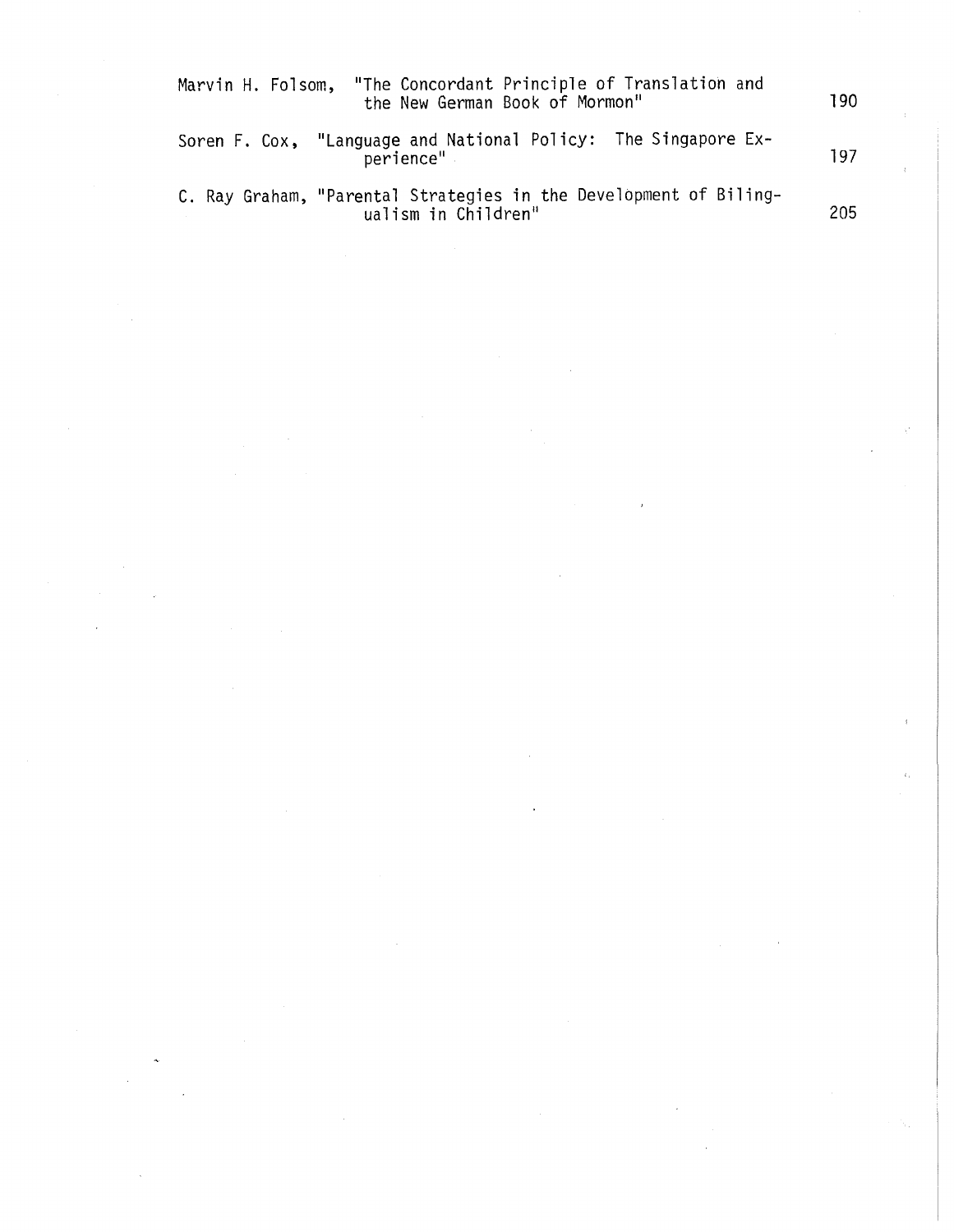Marvin H. Folsom, "The Concordant Principle of Translation and the New German Book of Mormon" 190

Soren F. Cox, "Language and National Policy: The Singapore Experience" 197

C. Ray Graham, "Parental Strategies in the Development of Bilingualism in Children" 205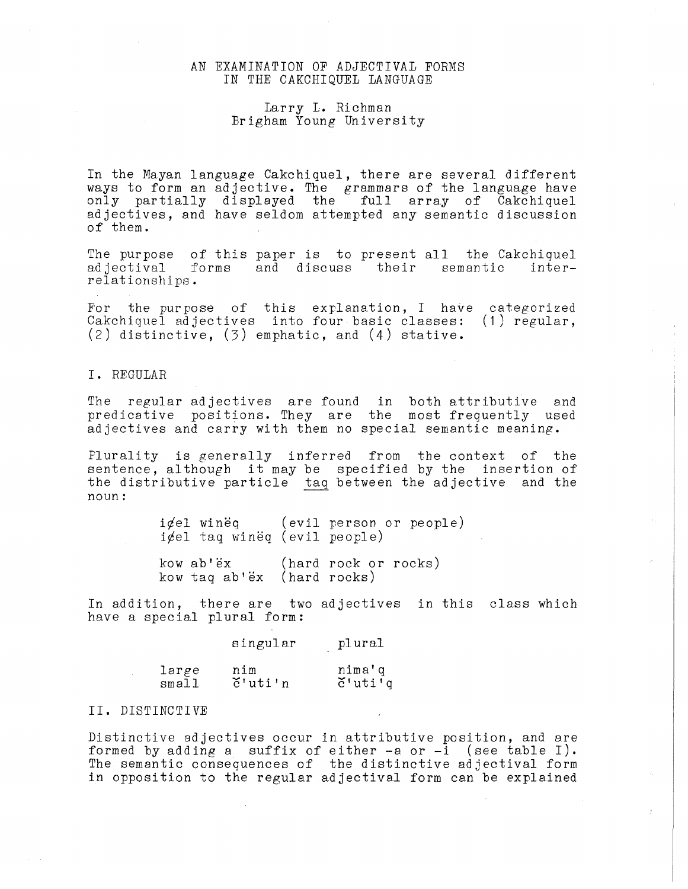# AN EXAMINATION OF ADJECTIVAL FORMS IN THE CAKCHIQUEL LANGUAGE

Larry L. Richman
Brigham Young University

In the Mayan language Cakchiquel, there are several different ways to form an adjective. The grammars of the language have only partially displayed the full array of Cakchiquel adjectives, and have seldom attempted any semantic discussion of them.

The purpose of this paper is to present all the Cakchiquel adjectival forms and discuss their semantic inter-relationships.

For the purpose of this explanation, I have categorized Cakchiquel adjectives into four basic classes: (1) regular, (2) distinctive, (3) emphatic, and (4) stative.

## I. REGULAR

The regular adjectives are found in both attributive and predicative positions. They are the most frequently used adjectives and carry with them no special semantic meaning.

Plurality is generally inferred from the context of the sentence, although it may be specified by the insertion of the distributive particle <u>taq</u> between the adjective and the noun:

| | |
|---|---|
| i¢el winëq | (evil person or people) |
| i¢el taq winëq | (evil people) |
| kow ab'ëx | (hard rock or rocks) |
| kow taq ab'ëx | (hard rocks) |

In addition, there are two adjectives in this class which have a special plural form:

| | singular | plural |
|---|---|---|
| large | nim | nima'q |
| small | č̆'uti'n | č̆'uti'q |

## II. DISTINCTIVE

Distinctive adjectives occur in attributive position, and are formed by adding a suffix of either -a or -i (see table I). The semantic consequences of the distinctive adjectival form in opposition to the regular adjectival form can be explained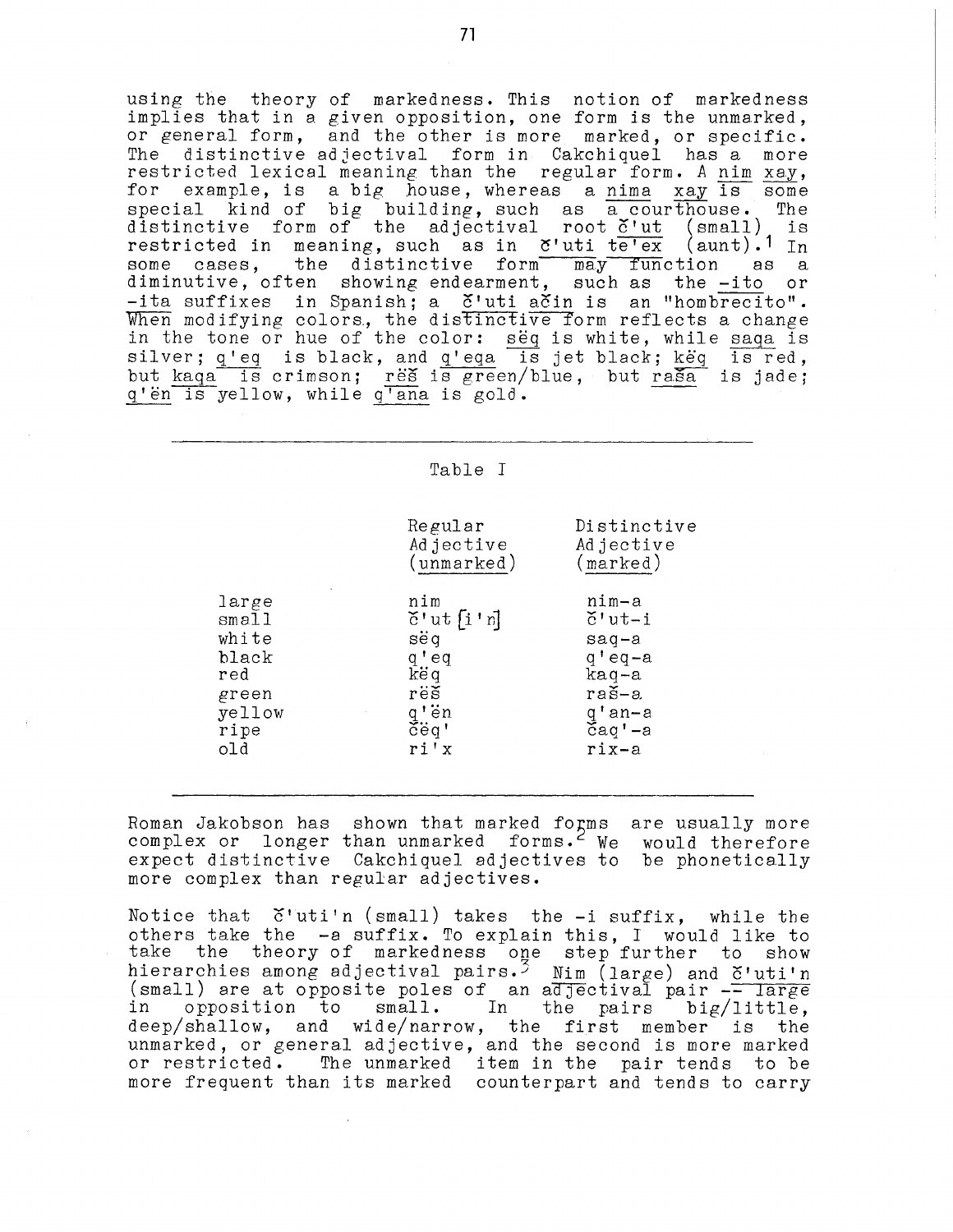using the theory of markedness. This notion of markedness implies that in a given opposition, one form is the unmarked, or general form, and the other is more marked, or specific. The distinctive adjectival form in Cakchiquel has a more restricted lexical meaning than the regular form. A <u>nim xay</u>, for example, is a big house, whereas a <u>nima xay</u> is some special kind of big building, such as a courthouse. The distinctive form of the adjectival root <u>č'ut</u> (small) is restricted in meaning, such as in <u>č'uti te'ex</u> (aunt).[1] In some cases, the distinctive form may function as a diminutive, often showing endearment, such as the <u>-ito</u> or <u>-ita</u> suffixes in Spanish; a <u>č'uti ačin</u> is an "hombrecito". When modifying colors, the distinctive form reflects a change in the tone or hue of the color: <u>sëq</u> is white, while <u>saqa</u> is silver; <u>q'eq</u> is black, and <u>q'eqa</u> is jet black; <u>këq</u> is red, but <u>kaqa</u> is crimson; <u>rëš</u> is green/blue, but <u>raša</u> is jade; <u>q'ën</u> is yellow, while <u>q'ana</u> is gold.

Table I

| | Regular Adjective (unmarked) | Distinctive Adjective (marked) |
|---|---|---|
| large | nim | nim-a |
| small | č'ut [i'n] | č'ut-i |
| white | sëq | saq-a |
| black | q'eq | q'eq-a |
| red | këq | kaq-a |
| green | rëš | raš-a |
| yellow | q'ën | q'an-a |
| ripe | čëq' | čaq'-a |
| old | ri'x | rix-a |

Roman Jakobson has shown that marked forms are usually more complex or longer than unmarked forms.[2] We would therefore expect distinctive Cakchiquel adjectives to be phonetically more complex than regular adjectives.

Notice that č'uti'n (small) takes the -i suffix, while the others take the -a suffix. To explain this, I would like to take the theory of markedness one step further to show hierarchies among adjectival pairs.[3] <u>Nim</u> (large) and <u>č'uti'n</u> (small) are at opposite poles of an adjectival pair -- large in opposition to small. In the pairs big/little, deep/shallow, and wide/narrow, the first member is the unmarked, or general adjective, and the second is more marked or restricted. The unmarked item in the pair tends to be more frequent than its marked counterpart and tends to carry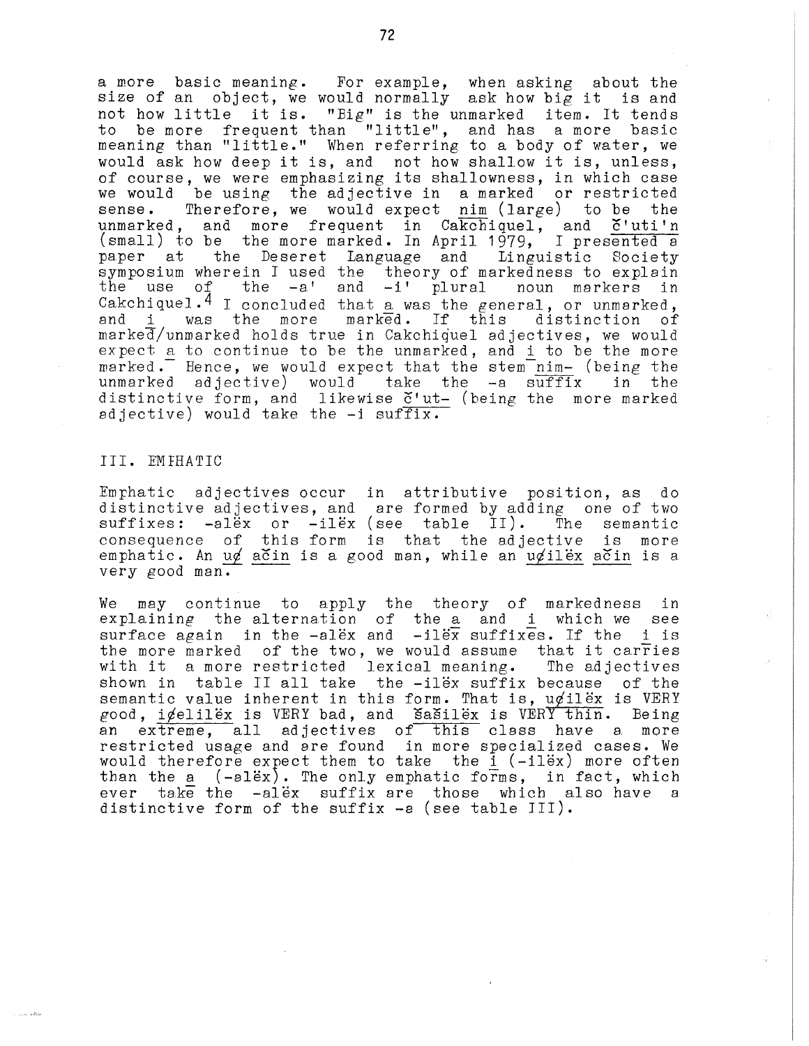a more basic meaning. For example, when asking about the size of an object, we would normally ask how big it is and not how little it is. "Big" is the unmarked item. It tends to be more frequent than "little", and has a more basic meaning than "little." When referring to a body of water, we would ask how deep it is, and not how shallow it is, unless, of course, we were emphasizing its shallowness, in which case we would be using the adjective in a marked or restricted sense. Therefore, we would expect <u>nim</u> (large) to be the unmarked, and more frequent in Cakchiquel, and <u>č'uti'n</u> (small) to be the more marked. In April 1979, I presented a paper at the Deseret Language and Linguistic Society symposium wherein I used the theory of markedness to explain the use of the -a' and -i' plural noun markers in Cakchiquel.[4] I concluded that <u>a</u> was the general, or unmarked, and <u>i</u> was the more marked. If this distinction of marked/unmarked holds true in Cakchiquel adjectives, we would expect <u>a</u> to continue to be the unmarked, and <u>i</u> to be the more marked. Hence, we would expect that the stem <u>nim-</u> (being the unmarked adjective) would take the -a <u>suffix</u> in the distinctive form, and likewise <u>č'ut-</u> (being the more marked adjective) would take the -i <u>suffix</u>.

## III. EMPHATIC

Emphatic adjectives occur in attributive position, as do distinctive adjectives, and are formed by adding one of two suffixes: -alëx or -ilëx (see table II). The semantic consequence of this form is that the adjective is more emphatic. An <u>uǿ ačin</u> is a good man, while an <u>uǿilëx ačin</u> is a very good man.

We may continue to apply the theory of markedness in explaining the alternation of the <u>a</u> and <u>i</u> which we see surface again in the -alëx and -ilëx suffixes. If the <u>i</u> is the more marked of the two, we would assume that it carries with it a more restricted lexical meaning. The adjectives shown in table II all take the -ilëx suffix because of the semantic value inherent in this form. That is, <u>uǿilëx</u> is VERY good, <u>iǿelilëx</u> is VERY bad, and <u>šašilëx</u> is VERY thin. Being an extreme, all adjectives of this class have a more restricted usage and are found in more specialized cases. We would therefore expect them to take the <u>i</u> (-ilëx) more often than the <u>a</u> (-alëx). The only emphatic forms, in fact, which ever take the -alëx suffix are those which also have a distinctive form of the suffix -a (see table III).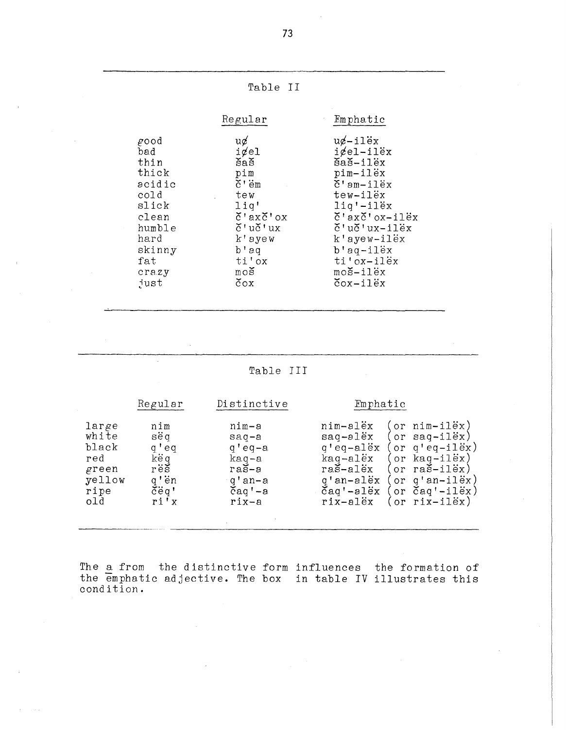Table II

| | Regular | Emphatic |
|---|---|---|
| good | uø | uø-ilëx |
| bad | iøel | iøel-ilëx |
| thin | šaš | šaš-ilëx |
| thick | pim | pim-ilëx |
| acidic | č'ëm | č'am-ilëx |
| cold | tew | tew-ilëx |
| slick | liq' | liq'-ilëx |
| clean | č'axč'ox | č'axč'ox-ilëx |
| humble | č'uč'ux | č'uč'ux-ilëx |
| hard | k'ayew | k'ayew-ilëx |
| skinny | b'aq | b'aq-ilëx |
| fat | ti'ox | ti'ox-ilëx |
| crazy | moš | moš-ilëx |
| just | čox | čox-ilëx |

Table III

| | Regular | Distinctive | Emphatic |
|---|---|---|---|
| large | nim | nim-a | nim-alëx (or nim-ilëx) |
| white | sëq | saq-a | saq-alëx (or saq-ilëx) |
| black | q'eq | q'eq-a | q'eq-alëx (or q'eq-ilëx) |
| red | këq | kaq-a | kaq-alëx (or kaq-ilëx) |
| green | rëš | raš-a | raš-alëx (or raš-ilëx) |
| yellow | q'ën | q'an-a | q'an-alëx (or q'an-ilëx) |
| ripe | čëq' | čaq'-a | čaq'-alëx (or čaq'-ilëx) |
| old | ri'x | rix-a | rix-alëx (or rix-ilëx) |

The a from the distinctive form influences the formation of the emphatic adjective. The box in table IV illustrates this condition.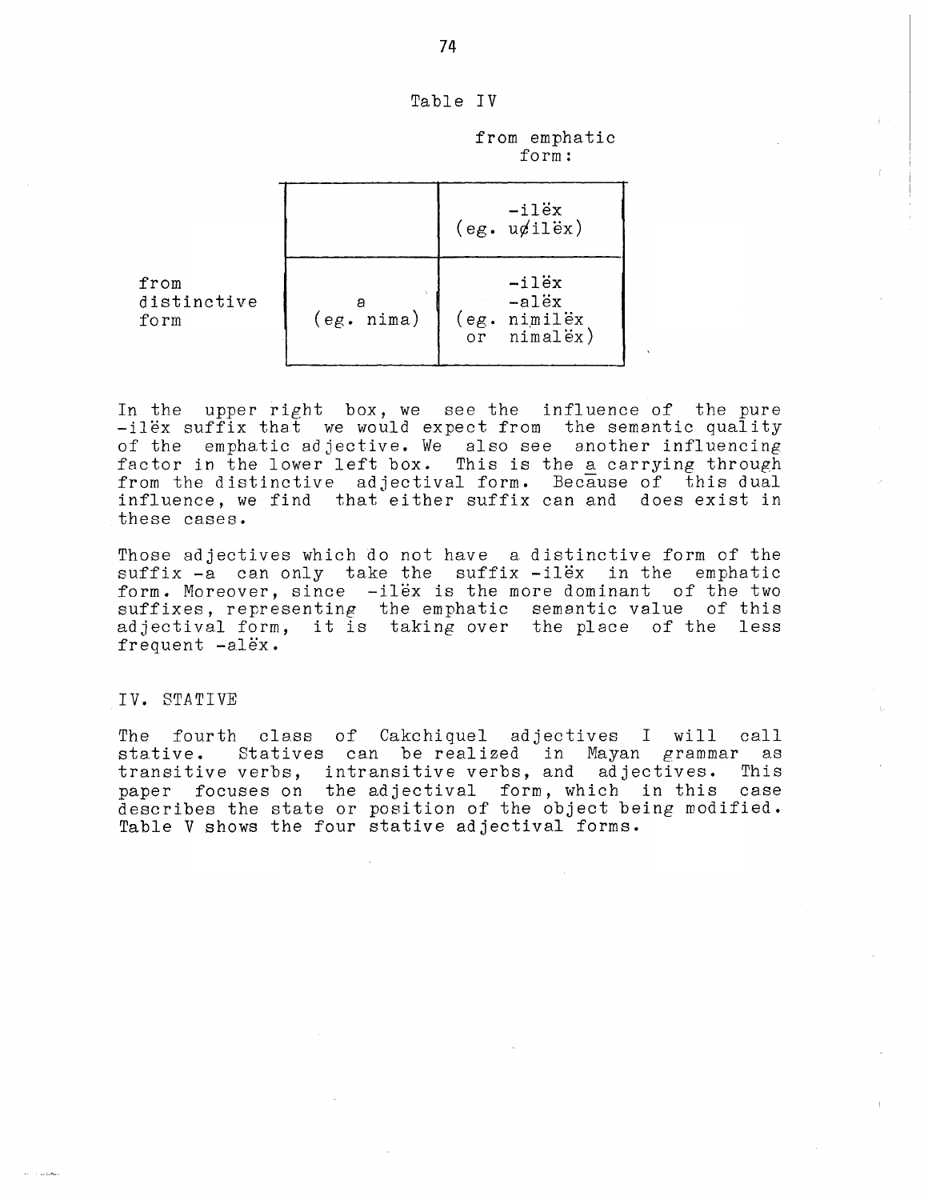Table IV

| | | from emphatic form: |
|---|---|---|
| | | -ilëx (eg. uɸilëx) |
| from distinctive form | a (eg. nima) | -ilëx -alëx (eg. nimilëx or nimalëx) |

In the upper right box, we see the influence of the pure -ilëx suffix that we would expect from the semantic quality of the emphatic adjective. We also see another influencing factor in the lower left box. This is the a carrying through from the distinctive adjectival form. Because of this dual influence, we find that either suffix can and does exist in these cases.

Those adjectives which do not have a distinctive form of the suffix -a can only take the suffix -ilëx in the emphatic form. Moreover, since -ilëx is the more dominant of the two suffixes, representing the emphatic semantic value of this adjectival form, it is taking over the place of the less frequent -alëx.

## IV. STATIVE

The fourth class of Cakchiquel adjectives I will call stative. Statives can be realized in Mayan grammar as transitive verbs, intransitive verbs, and adjectives. This paper focuses on the adjectival form, which in this case describes the state or position of the object being modified. Table V shows the four stative adjectival forms.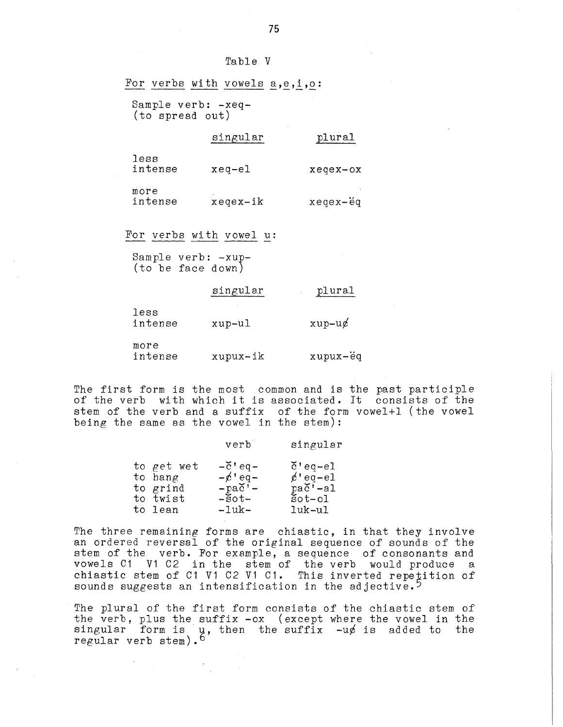Table V

<u>For verbs with vowels a,e,i,o</u>:

Sample verb: -xeq-
(to spread out)

| | singular | plural |
|---|---|---|
| less intense | xeq-el | xeqex-ox |
| more intense | xeqex-ik | xeqex-ëq |

<u>For verbs with vowel u</u>:

Sample verb: -xup-
(to be face down)

| | singular | plural |
|---|---|---|
| less intense | xup-ul | xup-uǿ |
| more intense | xupux-ik | xupux-ëq |

The first form is the most common and is the past participle of the verb with which it is associated. It consists of the stem of the verb and a suffix of the form vowel+l (the vowel being the same as the vowel in the stem):

| | verb | singular |
|---|---|---|
| to get wet | -č'eq- | č'eq-el |
| to hang | -ǿ'eq- | ǿ'eq-el |
| to grind | -pač'- | pač'-al |
| to twist | -šot- | šot-ol |
| to lean | -luk- | luk-ul |

The three remaining forms are chiastic, in that they involve an ordered reversal of the original sequence of sounds of the stem of the verb. For example, a sequence of consonants and vowels C1 V1 C2 in the stem of the verb would produce a chiastic stem of C1 V1 C2 V1 C1. This inverted repetition of sounds suggests an intensification in the adjective.[5]

The plural of the first form consists of the chiastic stem of the verb, plus the suffix -ox (except where the vowel in the singular form is u, then the suffix -uǿ is added to the regular verb stem).[6]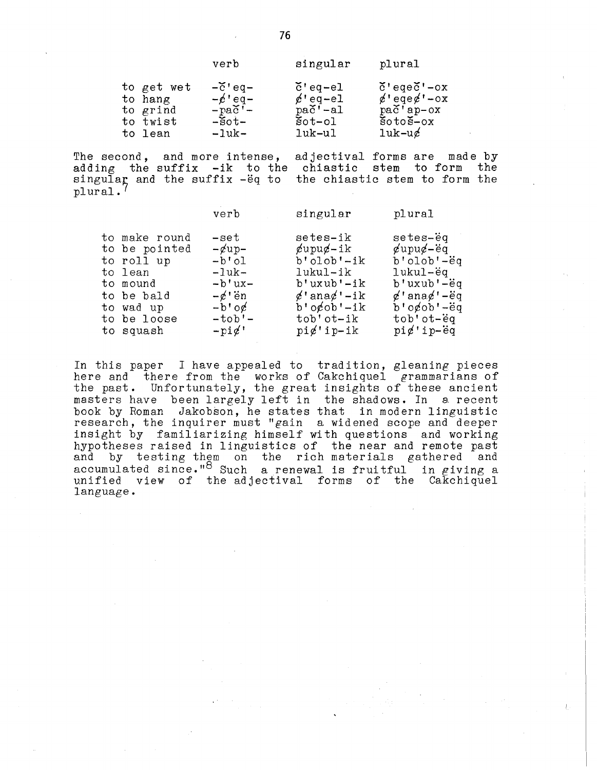| | verb | singular | plural |
|---|---|---|---|
| to get wet | -č'eq- | č'eq-el | č'eqeč'-ox |
| to hang | -ȼ'eq- | ȼ'eq-el | ȼ'eqeȼ'-ox |
| to grind | -pač'- | pač'-al | pač'ap-ox |
| to twist | -šot- | šot-ol | šotoš-ox |
| to lean | -luk- | luk-ul | luk-uȼ |

The second, and more intense, adjectival forms are made by adding the suffix -ik to the chiastic stem to form the singular and the suffix -ëq to the chiastic stem to form the plural.[7]

| | verb | singular | plural |
|---|---|---|---|
| to make round | -set | setes-ik | setes-ëq |
| to be pointed | -ȼup- | ȼupuȼ-ik | ȼupuȼ-ëq |
| to roll up | -b'ol | b'olob'-ik | b'olob'-ëq |
| to lean | -luk- | lukul-ik | lukul-ëq |
| to mound | -b'ux- | b'uxub'-ik | b'uxub'-ëq |
| to be bald | -ȼ'ën | ȼ'anaȼ'-ik | ȼ'anaȼ'-ëq |
| to wad up | -b'oȼ | b'oȼob'-ik | b'oȼob'-ëq |
| to be loose | -tob'- | tob'ot-ik | tob'ot-ëq |
| to squash | -piȼ' | piȼ'ip-ik | piȼ'ip-ëq |

In this paper I have appealed to tradition, gleaning pieces here and there from the works of Cakchiquel grammarians of the past. Unfortunately, the great insights of these ancient masters have been largely left in the shadows. In a recent book by Roman Jakobson, he states that in modern linguistic research, the inquirer must "gain a widened scope and deeper insight by familiarizing himself with questions and working hypotheses raised in linguistics of the near and remote past and by testing them on the rich materials gathered and accumulated since."[8] Such a renewal is fruitful in giving a unified view of the adjectival forms of the Cakchiquel language.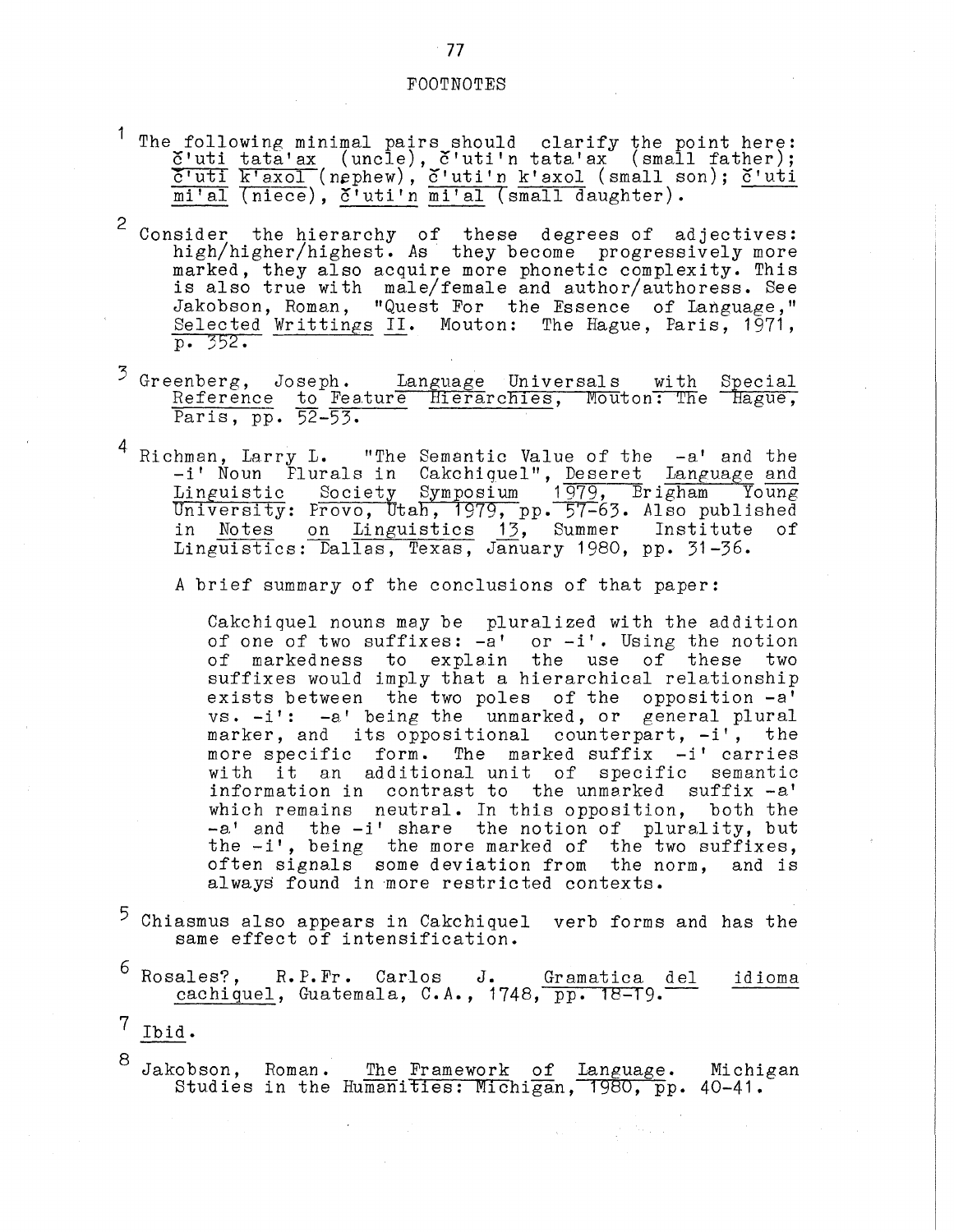# FOOTNOTES

1 The following minimal pairs should clarify the point here: _č'uti tata'ax_ (uncle), _č'uti'n tata'ax_ (small father); _č'uti k'axol_ (nephew), _č'uti'n k'axol_ (small son); _č'uti mi'al_ (niece), _č'uti'n mi'al_ (small daughter).

2 Consider the hierarchy of these degrees of adjectives: high/higher/highest. As they become progressively more marked, they also acquire more phonetic complexity. This is also true with male/female and author/authoress. See Jakobson, Roman, "Quest For the Essence of Language," _Selected Writtings II_. Mouton: The Hague, Paris, 1971, p. 352.

3 Greenberg, Joseph. _Language Universals with Special Reference to Feature Hierarchies_, Mouton: The Hague, Paris, pp. 52-53.

4 Richman, Larry L. "The Semantic Value of the -a' and the -i' Noun Plurals in Cakchiquel", _Deseret Language and Linguistic Society Symposium 1979_, Brigham Young University: Provo, Utah, 1979, pp. 57-63. Also published in _Notes on Linguistics 13_, Summer Institute of Linguistics: Dallas, Texas, January 1980, pp. 31-36.

A brief summary of the conclusions of that paper:

> Cakchiquel nouns may be pluralized with the addition of one of two suffixes: -a' or -i'. Using the notion of markedness to explain the use of these two suffixes would imply that a hierarchical relationship exists between the two poles of the opposition -a' vs. -i': -a' being the unmarked, or general plural marker, and its oppositional counterpart, -i', the more specific form. The marked suffix -i' carries with it an additional unit of specific semantic information in contrast to the unmarked suffix -a' which remains neutral. In this opposition, both the -a' and the -i' share the notion of plurality, but the -i', being the more marked of the two suffixes, often signals some deviation from the norm, and is always found in more restricted contexts.

5 Chiasmus also appears in Cakchiquel verb forms and has the same effect of intensification.

6 Rosales?, R.P.Fr. Carlos J. _Gramatica del idioma cachiquel_, Guatemala, C.A., 1748, pp. 18-19.

7 _Ibid_.

8 Jakobson, Roman. _The Framework of Language_. Michigan Studies in the Humanities: Michigan, 1980, pp. 40-41.